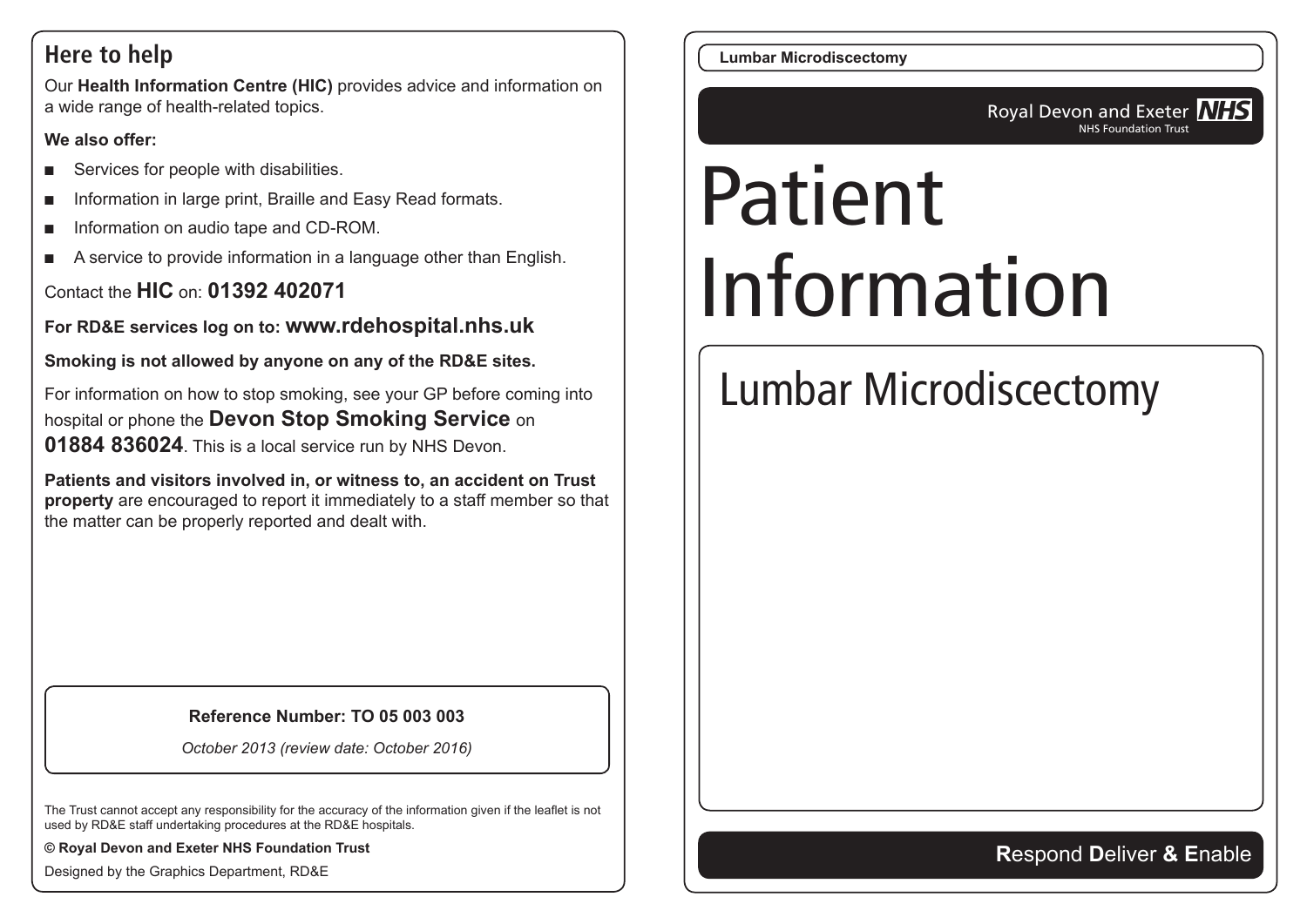## Here to help

Our **Health Information Centre (HIC)** provides advice and information on a wide range of health-related topics.

**We also offer:**

- Services for people with disabilities.
- Information in large print, Braille and Easy Read formats.
- Information on audio tape and CD-ROM.
- A service to provide information in a language other than English.

Contact the **HIC** on: **01392 402071**

**For RD&E services log on to: www.rdehospital.nhs.uk**

**Smoking is not allowed by anyone on any of the RD&E sites.**

For information on how to stop smoking, see your GP before coming into hospital or phone the **Devon Stop Smoking Service** on **01884 836024**. This is a local service run by NHS Devon.

**Patients and visitors involved in, or witness to, an accident on Trust property** are encouraged to report it immediately to a staff member so that the matter can be properly reported and dealt with.

**Reference Number: TO 05 003 003**

*October 2013 (review date: October 2016)*

The Trust cannot accept any responsibility for the accuracy of the information given if the leaflet is not used by RD&E staff undertaking procedures at the RD&E hospitals.

**© Royal Devon and Exeter NHS Foundation Trust**

Designed by the Graphics Department, RD&E

Royal Devon and Exeter NHS Foundation Trust

# Patient Information

## Lumbar Microdiscectomy

**R**espond **D**eliver **& E**nable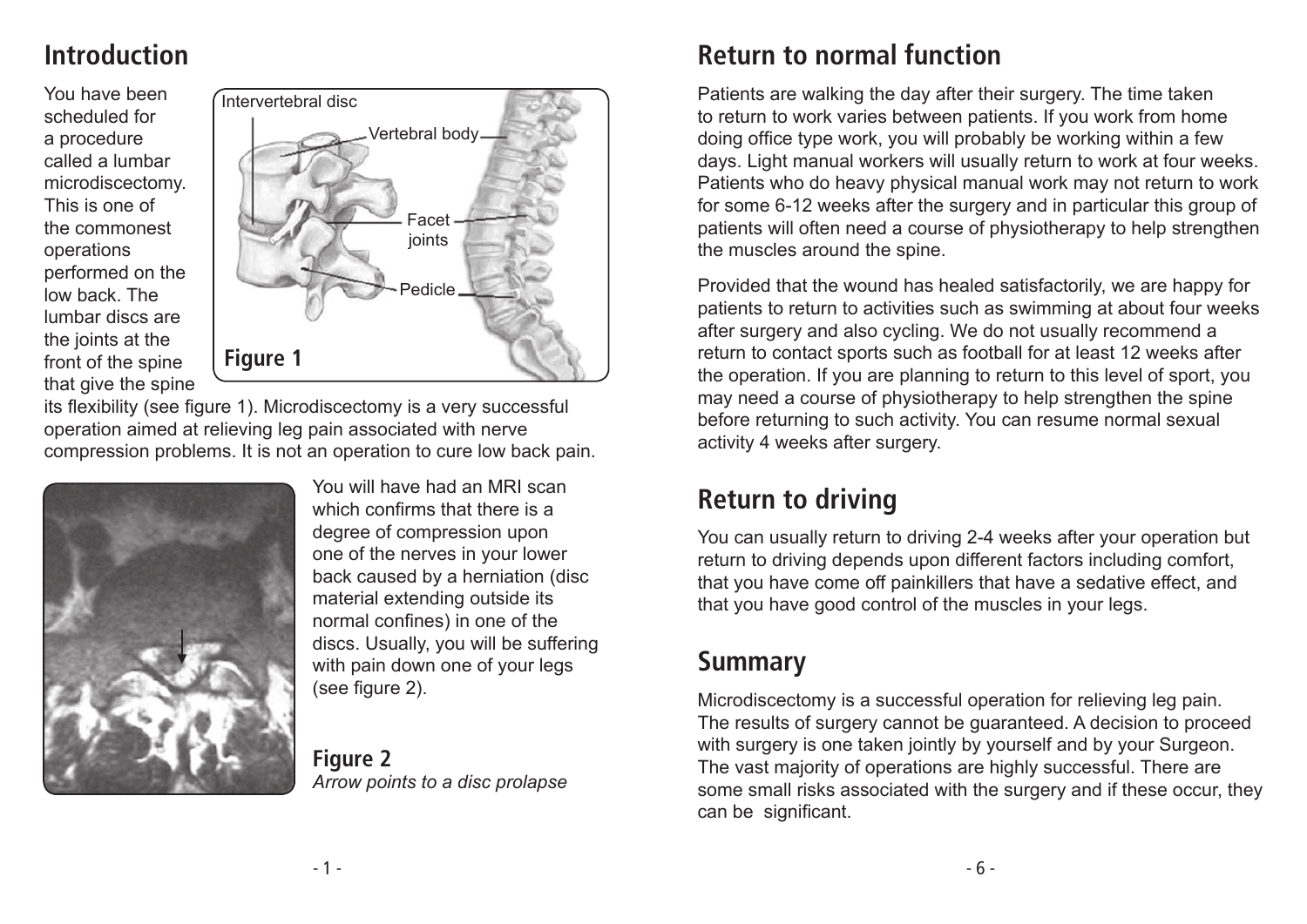## Introduction

You have been scheduled for a procedure called a lumbar microdiscectomy. This is one of the commonest operations performed on the low back. The lumbar discs are the joints at the front of the spine that give the spine its flexibility (see figure 1). Microdiscectomy is a very successful operation aimed at relieving leg pain associated with nerve compression problems. It is not an operation to cure low back pain.

Intervertebral disc

Vertebral body

Facet joints

Pedicle

**Figure 1**

You will have had an MRI scan which confirms that there is a degree of compression upon one of the nerves in your lower back caused by a herniation (disc material extending outside its normal confines) in one of the discs. Usually, you will be suffering with pain down one of your legs (see figure 2).

**Figure 2**
*Arrow points to a disc prolapse*

## Return to normal function

Patients are walking the day after their surgery. The time taken to return to work varies between patients. If you work from home doing office type work, you will probably be working within a few days. Light manual workers will usually return to work at four weeks. Patients who do heavy physical manual work may not return to work for some 6-12 weeks after the surgery and in particular this group of patients will often need a course of physiotherapy to help strengthen the muscles around the spine.

Provided that the wound has healed satisfactorily, we are happy for patients to return to activities such as swimming at about four weeks after surgery and also cycling. We do not usually recommend a return to contact sports such as football for at least 12 weeks after the operation. If you are planning to return to this level of sport, you may need a course of physiotherapy to help strengthen the spine before returning to such activity. You can resume normal sexual activity 4 weeks after surgery.

## Return to driving

You can usually return to driving 2-4 weeks after your operation but return to driving depends upon different factors including comfort, that you have come off painkillers that have a sedative effect, and that you have good control of the muscles in your legs.

## Summary

Microdiscectomy is a successful operation for relieving leg pain. The results of surgery cannot be guaranteed. A decision to proceed with surgery is one taken jointly by yourself and by your Surgeon. The vast majority of operations are highly successful. There are some small risks associated with the surgery and if these occur, they can be significant.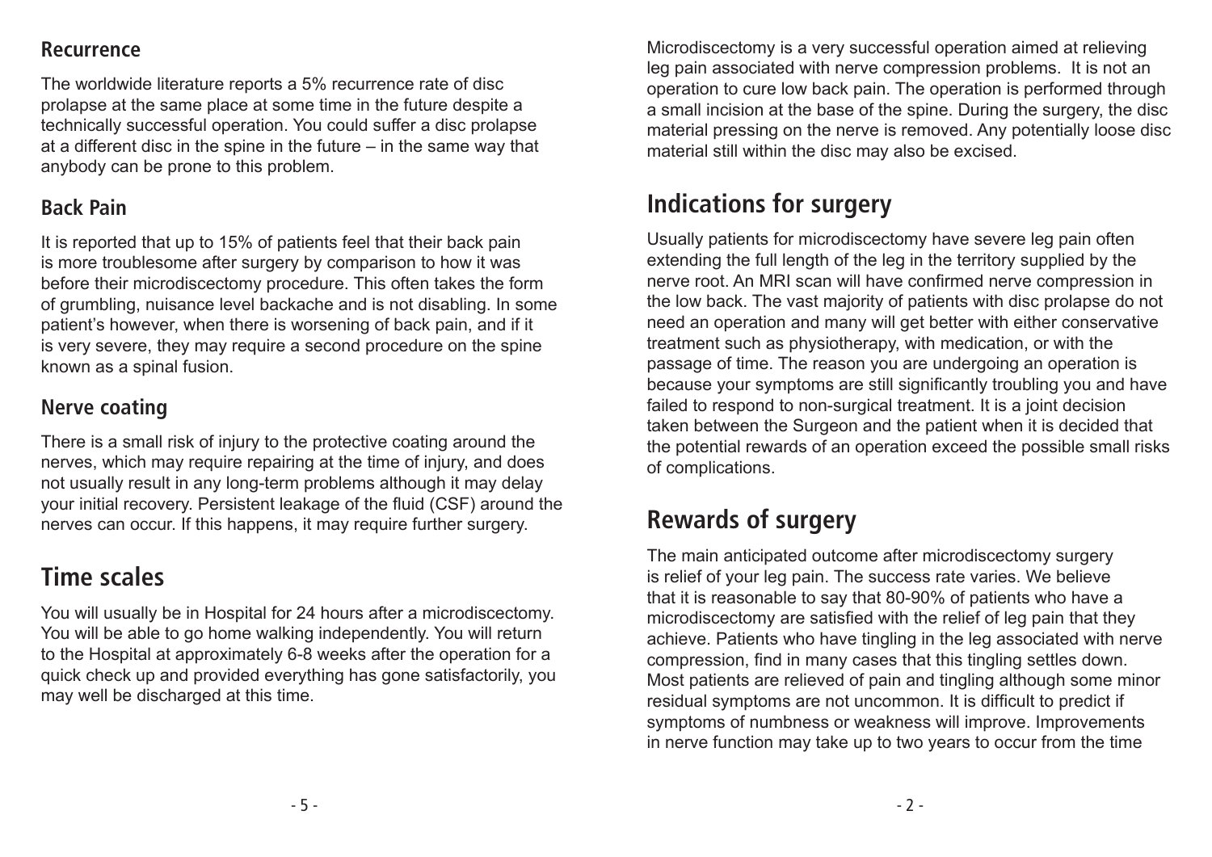### Recurrence

The worldwide literature reports a 5% recurrence rate of disc prolapse at the same place at some time in the future despite a technically successful operation. You could suffer a disc prolapse at a different disc in the spine in the future – in the same way that anybody can be prone to this problem.

### Back Pain

It is reported that up to 15% of patients feel that their back pain is more troublesome after surgery by comparison to how it was before their microdiscectomy procedure. This often takes the form of grumbling, nuisance level backache and is not disabling. In some patient's however, when there is worsening of back pain, and if it is very severe, they may require a second procedure on the spine known as a spinal fusion.

### Nerve coating

There is a small risk of injury to the protective coating around the nerves, which may require repairing at the time of injury, and does not usually result in any long-term problems although it may delay your initial recovery. Persistent leakage of the fluid (CSF) around the nerves can occur. If this happens, it may require further surgery.

## Time scales

You will usually be in Hospital for 24 hours after a microdiscectomy. You will be able to go home walking independently. You will return to the Hospital at approximately 6-8 weeks after the operation for a quick check up and provided everything has gone satisfactorily, you may well be discharged at this time.

Microdiscectomy is a very successful operation aimed at relieving leg pain associated with nerve compression problems. It is not an operation to cure low back pain. The operation is performed through a small incision at the base of the spine. During the surgery, the disc material pressing on the nerve is removed. Any potentially loose disc material still within the disc may also be excised.

## Indications for surgery

Usually patients for microdiscectomy have severe leg pain often extending the full length of the leg in the territory supplied by the nerve root. An MRI scan will have confirmed nerve compression in the low back. The vast majority of patients with disc prolapse do not need an operation and many will get better with either conservative treatment such as physiotherapy, with medication, or with the passage of time. The reason you are undergoing an operation is because your symptoms are still significantly troubling you and have failed to respond to non-surgical treatment. It is a joint decision taken between the Surgeon and the patient when it is decided that the potential rewards of an operation exceed the possible small risks of complications.

## Rewards of surgery

The main anticipated outcome after microdiscectomy surgery is relief of your leg pain. The success rate varies. We believe that it is reasonable to say that 80-90% of patients who have a microdiscectomy are satisfied with the relief of leg pain that they achieve. Patients who have tingling in the leg associated with nerve compression, find in many cases that this tingling settles down. Most patients are relieved of pain and tingling although some minor residual symptoms are not uncommon. It is difficult to predict if symptoms of numbness or weakness will improve. Improvements in nerve function may take up to two years to occur from the time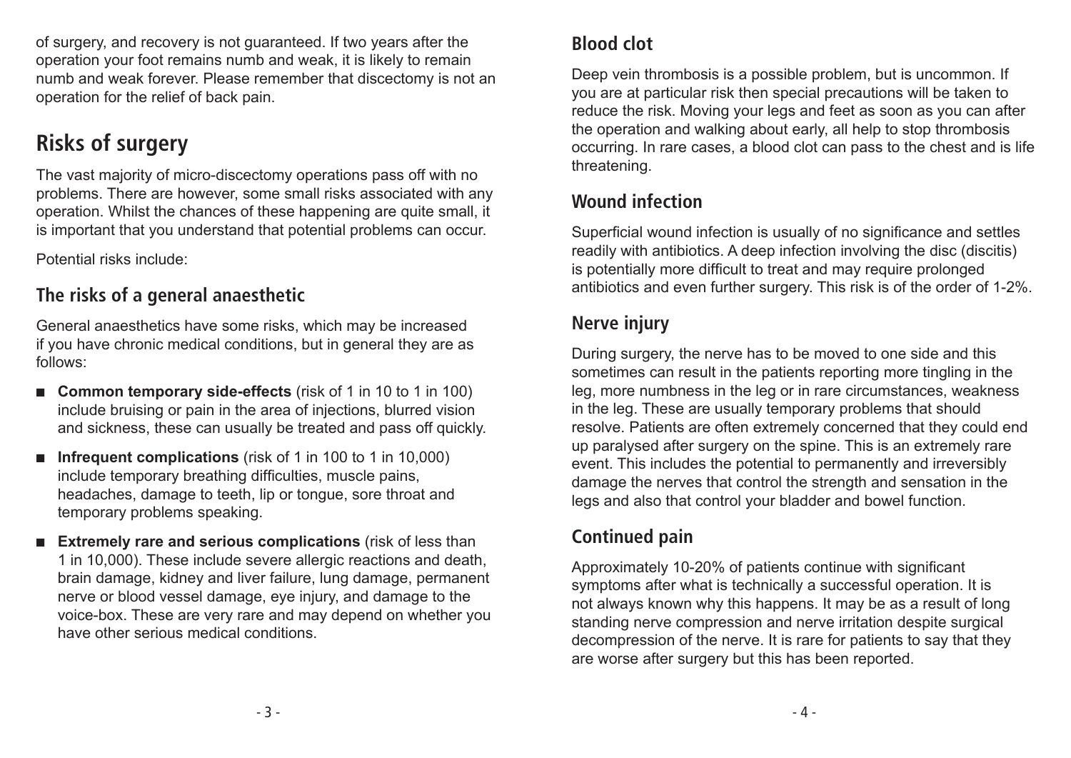of surgery, and recovery is not guaranteed. If two years after the operation your foot remains numb and weak, it is likely to remain numb and weak forever. Please remember that discectomy is not an operation for the relief of back pain.

# Risks of surgery

The vast majority of micro-discectomy operations pass off with no problems. There are however, some small risks associated with any operation. Whilst the chances of these happening are quite small, it is important that you understand that potential problems can occur.

Potential risks include:

## The risks of a general anaesthetic

General anaesthetics have some risks, which may be increased if you have chronic medical conditions, but in general they are as follows:

- **Common temporary side-effects** (risk of 1 in 10 to 1 in 100) include bruising or pain in the area of injections, blurred vision and sickness, these can usually be treated and pass off quickly.
- **Infrequent complications** (risk of 1 in 100 to 1 in 10,000) include temporary breathing difficulties, muscle pains, headaches, damage to teeth, lip or tongue, sore throat and temporary problems speaking.
- **Extremely rare and serious complications** (risk of less than 1 in 10,000). These include severe allergic reactions and death, brain damage, kidney and liver failure, lung damage, permanent nerve or blood vessel damage, eye injury, and damage to the voice-box. These are very rare and may depend on whether you have other serious medical conditions.

## Blood clot

Deep vein thrombosis is a possible problem, but is uncommon. If you are at particular risk then special precautions will be taken to reduce the risk. Moving your legs and feet as soon as you can after the operation and walking about early, all help to stop thrombosis occurring. In rare cases, a blood clot can pass to the chest and is life threatening.

## Wound infection

Superficial wound infection is usually of no significance and settles readily with antibiotics. A deep infection involving the disc (discitis) is potentially more difficult to treat and may require prolonged antibiotics and even further surgery. This risk is of the order of 1-2%.

## Nerve injury

During surgery, the nerve has to be moved to one side and this sometimes can result in the patients reporting more tingling in the leg, more numbness in the leg or in rare circumstances, weakness in the leg. These are usually temporary problems that should resolve. Patients are often extremely concerned that they could end up paralysed after surgery on the spine. This is an extremely rare event. This includes the potential to permanently and irreversibly damage the nerves that control the strength and sensation in the legs and also that control your bladder and bowel function.

## Continued pain

Approximately 10-20% of patients continue with significant symptoms after what is technically a successful operation. It is not always known why this happens. It may be as a result of long standing nerve compression and nerve irritation despite surgical decompression of the nerve. It is rare for patients to say that they are worse after surgery but this has been reported.